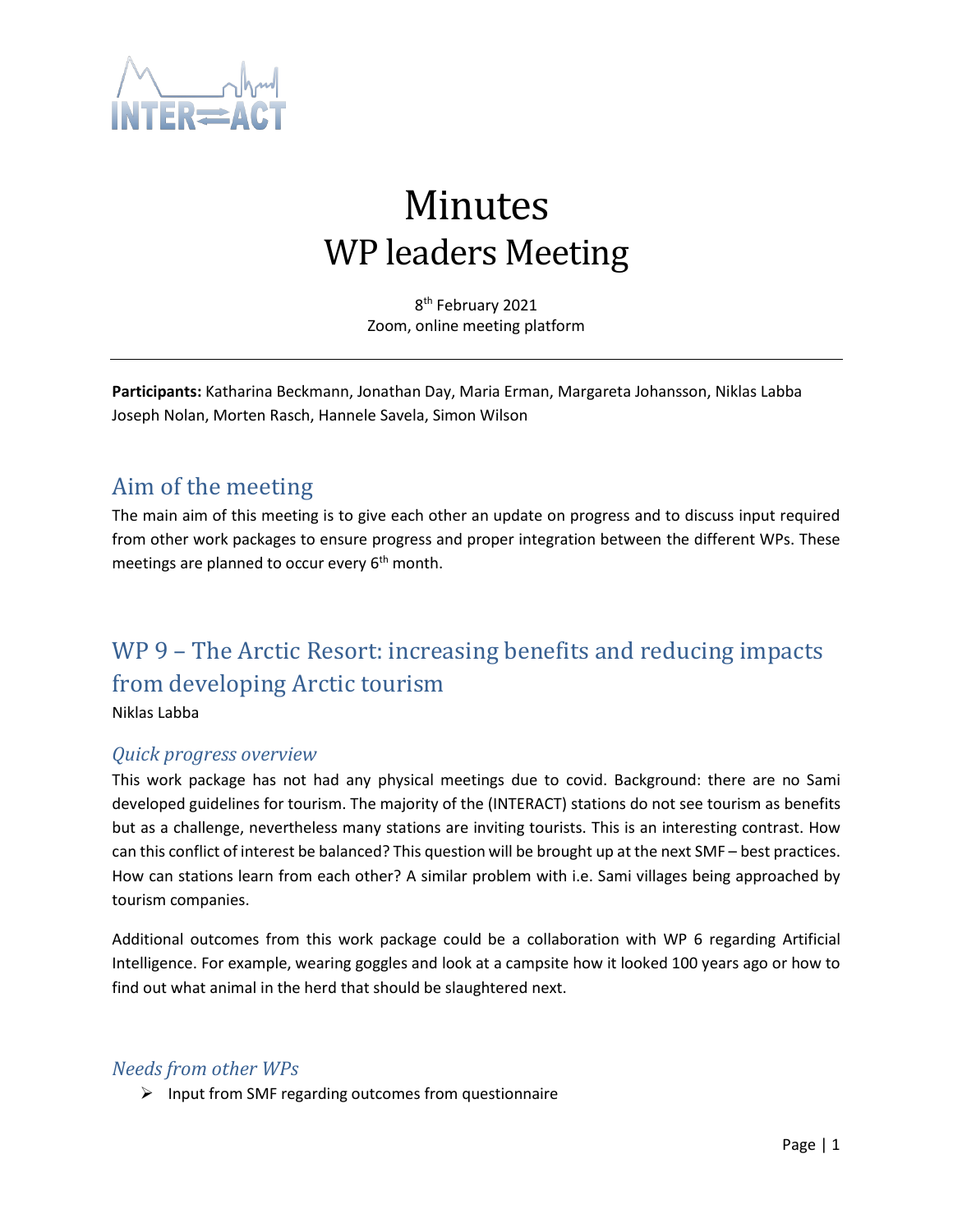# Minutes
# WP leaders Meeting

8th February 2021
Zoom, online meeting platform

---

**Participants:** Katharina Beckmann, Jonathan Day, Maria Erman, Margareta Johansson, Niklas Labba Joseph Nolan, Morten Rasch, Hannele Savela, Simon Wilson

## Aim of the meeting

The main aim of this meeting is to give each other an update on progress and to discuss input required from other work packages to ensure progress and proper integration between the different WPs. These meetings are planned to occur every 6th month.

## WP 9 – The Arctic Resort: increasing benefits and reducing impacts from developing Arctic tourism

Niklas Labba

### *Quick progress overview*

This work package has not had any physical meetings due to covid. Background: there are no Sami developed guidelines for tourism. The majority of the (INTERACT) stations do not see tourism as benefits but as a challenge, nevertheless many stations are inviting tourists. This is an interesting contrast. How can this conflict of interest be balanced? This question will be brought up at the next SMF – best practices. How can stations learn from each other? A similar problem with i.e. Sami villages being approached by tourism companies.

Additional outcomes from this work package could be a collaboration with WP 6 regarding Artificial Intelligence. For example, wearing goggles and look at a campsite how it looked 100 years ago or how to find out what animal in the herd that should be slaughtered next.

### *Needs from other WPs*

- Input from SMF regarding outcomes from questionnaire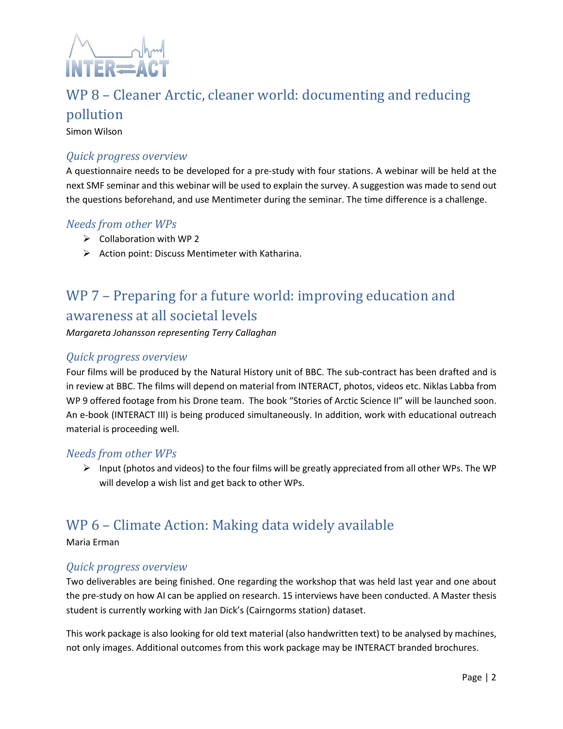## WP 8 – Cleaner Arctic, cleaner world: documenting and reducing pollution

Simon Wilson

### *Quick progress overview*

A questionnaire needs to be developed for a pre-study with four stations. A webinar will be held at the next SMF seminar and this webinar will be used to explain the survey. A suggestion was made to send out the questions beforehand, and use Mentimeter during the seminar. The time difference is a challenge.

### *Needs from other WPs*

- Collaboration with WP 2
- Action point: Discuss Mentimeter with Katharina.

## WP 7 – Preparing for a future world: improving education and awareness at all societal levels

*Margareta Johansson representing Terry Callaghan*

### *Quick progress overview*

Four films will be produced by the Natural History unit of BBC. The sub-contract has been drafted and is in review at BBC. The films will depend on material from INTERACT, photos, videos etc. Niklas Labba from WP 9 offered footage from his Drone team. The book "Stories of Arctic Science II" will be launched soon. An e-book (INTERACT III) is being produced simultaneously. In addition, work with educational outreach material is proceeding well.

### *Needs from other WPs*

- Input (photos and videos) to the four films will be greatly appreciated from all other WPs. The WP will develop a wish list and get back to other WPs.

## WP 6 – Climate Action: Making data widely available

Maria Erman

### *Quick progress overview*

Two deliverables are being finished. One regarding the workshop that was held last year and one about the pre-study on how AI can be applied on research. 15 interviews have been conducted. A Master thesis student is currently working with Jan Dick's (Cairngorms station) dataset.

This work package is also looking for old text material (also handwritten text) to be analysed by machines, not only images. Additional outcomes from this work package may be INTERACT branded brochures.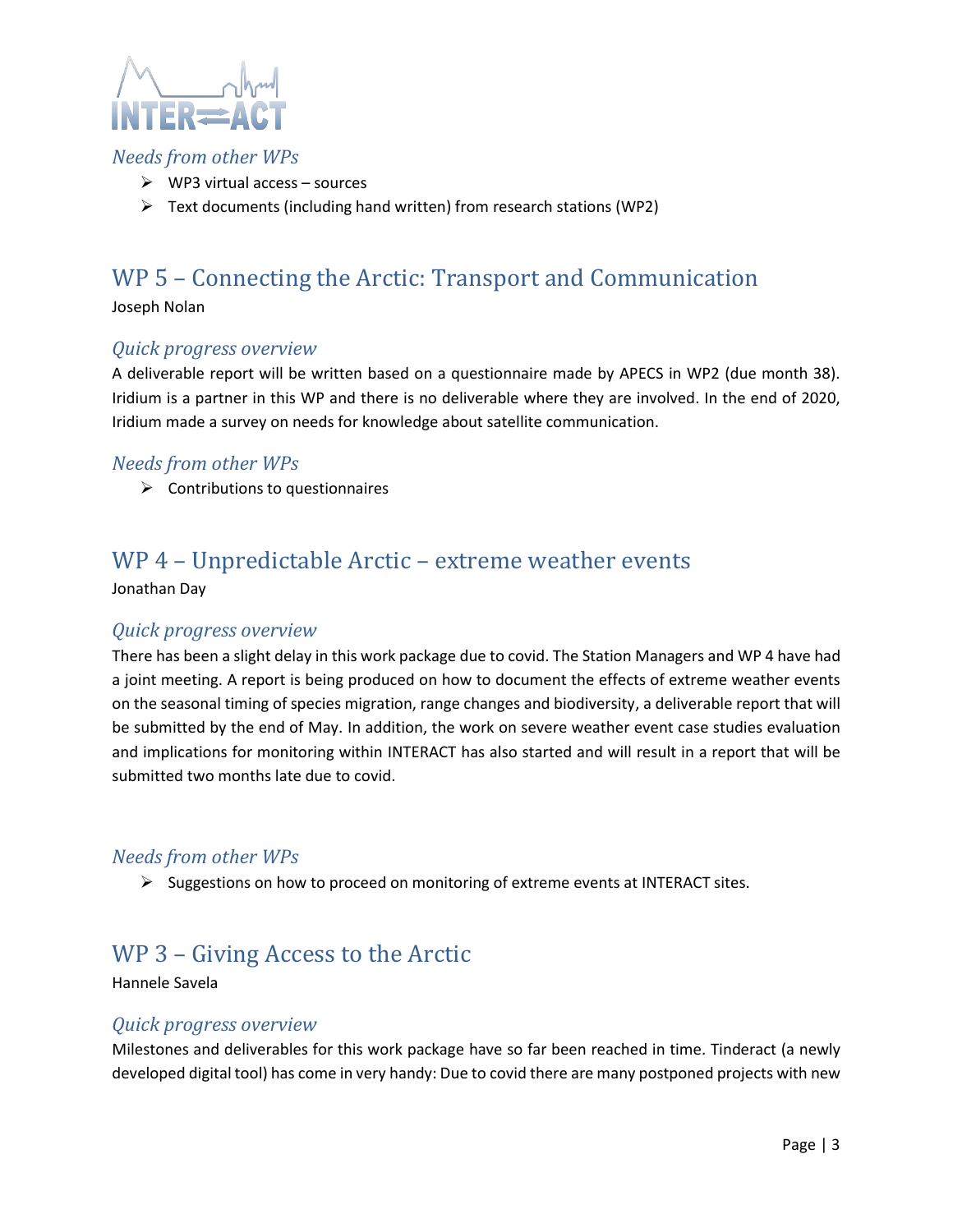### *Needs from other WPs*

- WP3 virtual access – sources
- Text documents (including hand written) from research stations (WP2)

## WP 5 – Connecting the Arctic: Transport and Communication

Joseph Nolan

### *Quick progress overview*

A deliverable report will be written based on a questionnaire made by APECS in WP2 (due month 38). Iridium is a partner in this WP and there is no deliverable where they are involved. In the end of 2020, Iridium made a survey on needs for knowledge about satellite communication.

### *Needs from other WPs*

- Contributions to questionnaires

## WP 4 – Unpredictable Arctic – extreme weather events

Jonathan Day

### *Quick progress overview*

There has been a slight delay in this work package due to covid. The Station Managers and WP 4 have had a joint meeting. A report is being produced on how to document the effects of extreme weather events on the seasonal timing of species migration, range changes and biodiversity, a deliverable report that will be submitted by the end of May. In addition, the work on severe weather event case studies evaluation and implications for monitoring within INTERACT has also started and will result in a report that will be submitted two months late due to covid.

### *Needs from other WPs*

- Suggestions on how to proceed on monitoring of extreme events at INTERACT sites.

## WP 3 – Giving Access to the Arctic

Hannele Savela

### *Quick progress overview*

Milestones and deliverables for this work package have so far been reached in time. Tinderact (a newly developed digital tool) has come in very handy: Due to covid there are many postponed projects with new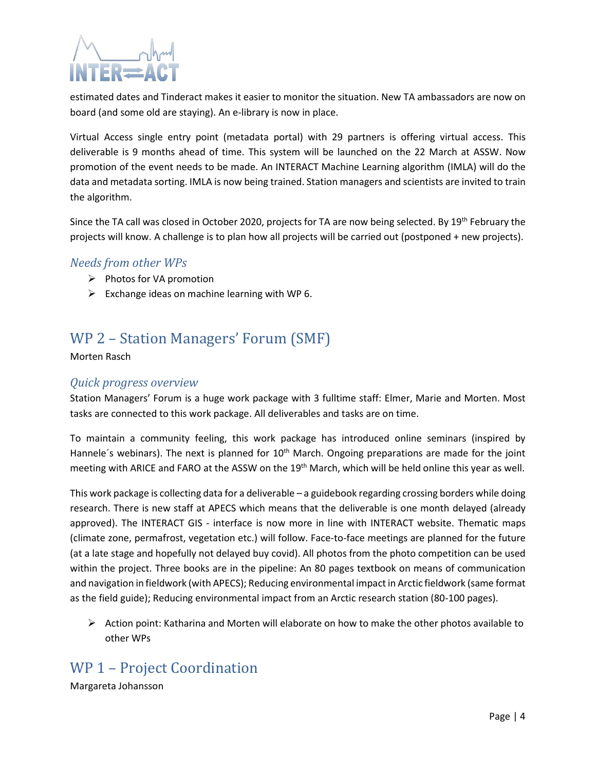estimated dates and Tinderact makes it easier to monitor the situation. New TA ambassadors are now on board (and some old are staying). An e-library is now in place.

Virtual Access single entry point (metadata portal) with 29 partners is offering virtual access. This deliverable is 9 months ahead of time. This system will be launched on the 22 March at ASSW. Now promotion of the event needs to be made. An INTERACT Machine Learning algorithm (IMLA) will do the data and metadata sorting. IMLA is now being trained. Station managers and scientists are invited to train the algorithm.

Since the TA call was closed in October 2020, projects for TA are now being selected. By 19th February the projects will know. A challenge is to plan how all projects will be carried out (postponed + new projects).

### *Needs from other WPs*

- Photos for VA promotion
- Exchange ideas on machine learning with WP 6.

## WP 2 – Station Managers' Forum (SMF)

Morten Rasch

### *Quick progress overview*

Station Managers' Forum is a huge work package with 3 fulltime staff: Elmer, Marie and Morten. Most tasks are connected to this work package. All deliverables and tasks are on time.

To maintain a community feeling, this work package has introduced online seminars (inspired by Hannele´s webinars). The next is planned for 10th March. Ongoing preparations are made for the joint meeting with ARICE and FARO at the ASSW on the 19th March, which will be held online this year as well.

This work package is collecting data for a deliverable – a guidebook regarding crossing borders while doing research. There is new staff at APECS which means that the deliverable is one month delayed (already approved). The INTERACT GIS - interface is now more in line with INTERACT website. Thematic maps (climate zone, permafrost, vegetation etc.) will follow. Face-to-face meetings are planned for the future (at a late stage and hopefully not delayed buy covid). All photos from the photo competition can be used within the project. Three books are in the pipeline: An 80 pages textbook on means of communication and navigation in fieldwork (with APECS); Reducing environmental impact in Arctic fieldwork (same format as the field guide); Reducing environmental impact from an Arctic research station (80-100 pages).

- Action point: Katharina and Morten will elaborate on how to make the other photos available to other WPs

## WP 1 – Project Coordination

Margareta Johansson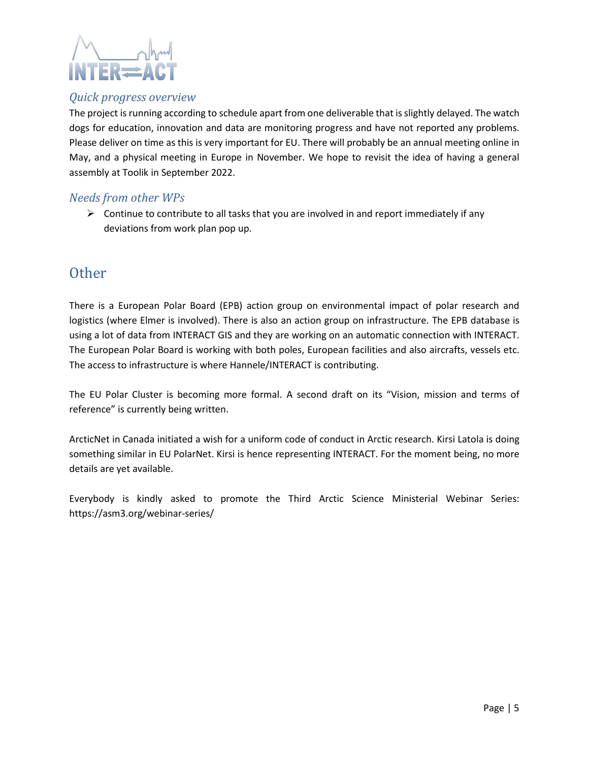### *Quick progress overview*

The project is running according to schedule apart from one deliverable that is slightly delayed. The watch dogs for education, innovation and data are monitoring progress and have not reported any problems. Please deliver on time as this is very important for EU. There will probably be an annual meeting online in May, and a physical meeting in Europe in November. We hope to revisit the idea of having a general assembly at Toolik in September 2022.

### *Needs from other WPs*

- Continue to contribute to all tasks that you are involved in and report immediately if any deviations from work plan pop up.

## Other

There is a European Polar Board (EPB) action group on environmental impact of polar research and logistics (where Elmer is involved). There is also an action group on infrastructure. The EPB database is using a lot of data from INTERACT GIS and they are working on an automatic connection with INTERACT. The European Polar Board is working with both poles, European facilities and also aircrafts, vessels etc. The access to infrastructure is where Hannele/INTERACT is contributing.

The EU Polar Cluster is becoming more formal. A second draft on its "Vision, mission and terms of reference" is currently being written.

ArcticNet in Canada initiated a wish for a uniform code of conduct in Arctic research. Kirsi Latola is doing something similar in EU PolarNet. Kirsi is hence representing INTERACT. For the moment being, no more details are yet available.

Everybody is kindly asked to promote the Third Arctic Science Ministerial Webinar Series: https://asm3.org/webinar-series/